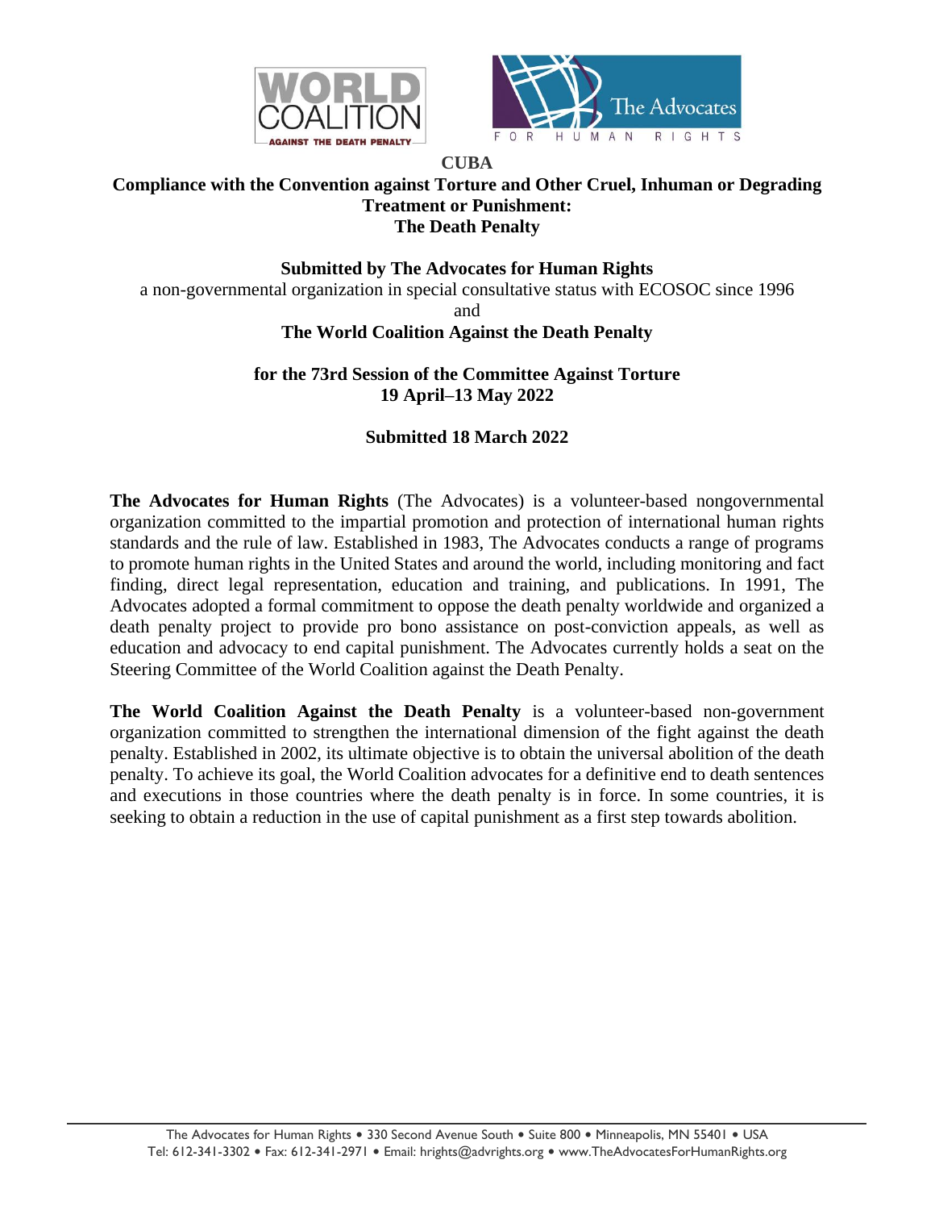# CUBA

## Compliance with the Convention against Torture and Other Cruel, Inhuman or Degrading Treatment or Punishment: The Death Penalty

**Submitted by The Advocates for Human Rights**
a non-governmental organization in special consultative status with ECOSOC since 1996
and
**The World Coalition Against the Death Penalty**

**for the 73rd Session of the Committee Against Torture**
**19 April–13 May 2022**

**Submitted 18 March 2022**

**The Advocates for Human Rights** (The Advocates) is a volunteer-based nongovernmental organization committed to the impartial promotion and protection of international human rights standards and the rule of law. Established in 1983, The Advocates conducts a range of programs to promote human rights in the United States and around the world, including monitoring and fact finding, direct legal representation, education and training, and publications. In 1991, The Advocates adopted a formal commitment to oppose the death penalty worldwide and organized a death penalty project to provide pro bono assistance on post-conviction appeals, as well as education and advocacy to end capital punishment. The Advocates currently holds a seat on the Steering Committee of the World Coalition against the Death Penalty.

**The World Coalition Against the Death Penalty** is a volunteer-based non-government organization committed to strengthen the international dimension of the fight against the death penalty. Established in 2002, its ultimate objective is to obtain the universal abolition of the death penalty. To achieve its goal, the World Coalition advocates for a definitive end to death sentences and executions in those countries where the death penalty is in force. In some countries, it is seeking to obtain a reduction in the use of capital punishment as a first step towards abolition.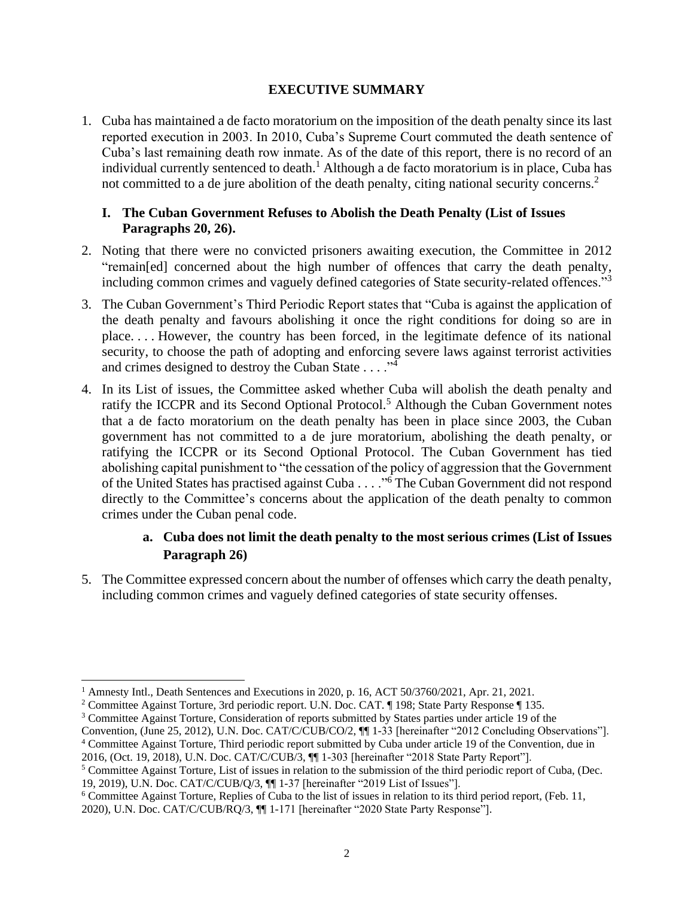## EXECUTIVE SUMMARY

1. Cuba has maintained a de facto moratorium on the imposition of the death penalty since its last reported execution in 2003. In 2010, Cuba's Supreme Court commuted the death sentence of Cuba's last remaining death row inmate. As of the date of this report, there is no record of an individual currently sentenced to death.[1] Although a de facto moratorium is in place, Cuba has not committed to a de jure abolition of the death penalty, citing national security concerns.[2]

### I. The Cuban Government Refuses to Abolish the Death Penalty (List of Issues Paragraphs 20, 26).

2. Noting that there were no convicted prisoners awaiting execution, the Committee in 2012 "remain[ed] concerned about the high number of offences that carry the death penalty, including common crimes and vaguely defined categories of State security-related offences."[3]

3. The Cuban Government's Third Periodic Report states that "Cuba is against the application of the death penalty and favours abolishing it once the right conditions for doing so are in place. . . . However, the country has been forced, in the legitimate defence of its national security, to choose the path of adopting and enforcing severe laws against terrorist activities and crimes designed to destroy the Cuban State . . . ."[4]

4. In its List of issues, the Committee asked whether Cuba will abolish the death penalty and ratify the ICCPR and its Second Optional Protocol.[5] Although the Cuban Government notes that a de facto moratorium on the death penalty has been in place since 2003, the Cuban government has not committed to a de jure moratorium, abolishing the death penalty, or ratifying the ICCPR or its Second Optional Protocol. The Cuban Government has tied abolishing capital punishment to "the cessation of the policy of aggression that the Government of the United States has practised against Cuba . . . ."[6] The Cuban Government did not respond directly to the Committee's concerns about the application of the death penalty to common crimes under the Cuban penal code.

#### a. Cuba does not limit the death penalty to the most serious crimes (List of Issues Paragraph 26)

5. The Committee expressed concern about the number of offenses which carry the death penalty, including common crimes and vaguely defined categories of state security offenses.

---

[1] Amnesty Intl., Death Sentences and Executions in 2020, p. 16, ACT 50/3760/2021, Apr. 21, 2021.

[2] Committee Against Torture, 3rd periodic report. U.N. Doc. CAT. ¶ 198; State Party Response ¶ 135.

[3] Committee Against Torture, Consideration of reports submitted by States parties under article 19 of the Convention, (June 25, 2012), U.N. Doc. CAT/C/CUB/CO/2, ¶¶ 1-33 [hereinafter "2012 Concluding Observations"].

[4] Committee Against Torture, Third periodic report submitted by Cuba under article 19 of the Convention, due in 2016, (Oct. 19, 2018), U.N. Doc. CAT/C/CUB/3, ¶¶ 1-303 [hereinafter "2018 State Party Report"].

[5] Committee Against Torture, List of issues in relation to the submission of the third periodic report of Cuba, (Dec. 19, 2019), U.N. Doc. CAT/C/CUB/Q/3, ¶¶ 1-37 [hereinafter "2019 List of Issues"].

[6] Committee Against Torture, Replies of Cuba to the list of issues in relation to its third period report, (Feb. 11, 2020), U.N. Doc. CAT/C/CUB/RQ/3, ¶¶ 1-171 [hereinafter "2020 State Party Response"].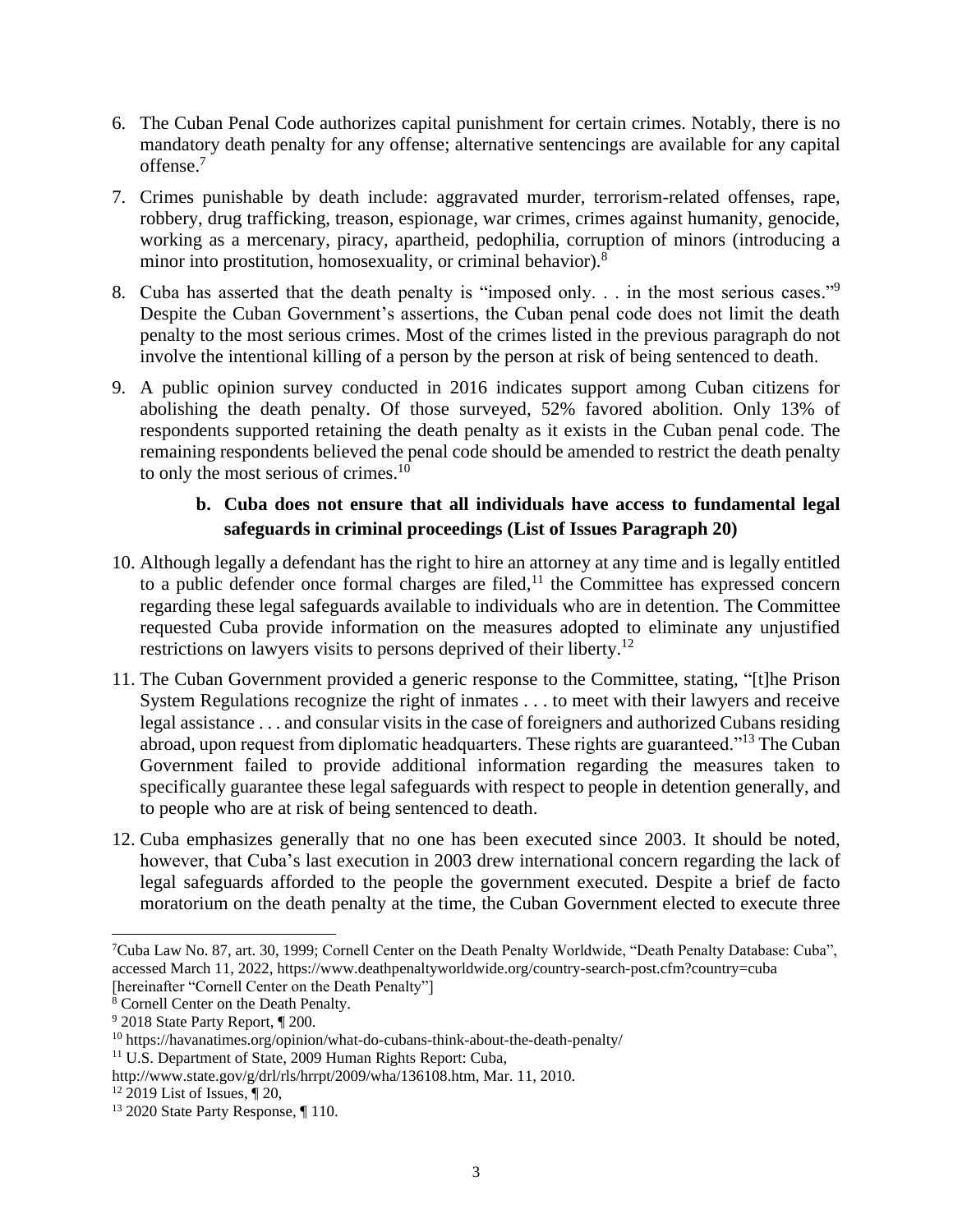6. The Cuban Penal Code authorizes capital punishment for certain crimes. Notably, there is no mandatory death penalty for any offense; alternative sentencings are available for any capital offense.[7]

7. Crimes punishable by death include: aggravated murder, terrorism-related offenses, rape, robbery, drug trafficking, treason, espionage, war crimes, crimes against humanity, genocide, working as a mercenary, piracy, apartheid, pedophilia, corruption of minors (introducing a minor into prostitution, homosexuality, or criminal behavior).[8]

8. Cuba has asserted that the death penalty is "imposed only. . . in the most serious cases."[9] Despite the Cuban Government's assertions, the Cuban penal code does not limit the death penalty to the most serious crimes. Most of the crimes listed in the previous paragraph do not involve the intentional killing of a person by the person at risk of being sentenced to death.

9. A public opinion survey conducted in 2016 indicates support among Cuban citizens for abolishing the death penalty. Of those surveyed, 52% favored abolition. Only 13% of respondents supported retaining the death penalty as it exists in the Cuban penal code. The remaining respondents believed the penal code should be amended to restrict the death penalty to only the most serious of crimes.[10]

### b. Cuba does not ensure that all individuals have access to fundamental legal safeguards in criminal proceedings (List of Issues Paragraph 20)

10. Although legally a defendant has the right to hire an attorney at any time and is legally entitled to a public defender once formal charges are filed,[11] the Committee has expressed concern regarding these legal safeguards available to individuals who are in detention. The Committee requested Cuba provide information on the measures adopted to eliminate any unjustified restrictions on lawyers visits to persons deprived of their liberty.[12]

11. The Cuban Government provided a generic response to the Committee, stating, "[t]he Prison System Regulations recognize the right of inmates . . . to meet with their lawyers and receive legal assistance . . . and consular visits in the case of foreigners and authorized Cubans residing abroad, upon request from diplomatic headquarters. These rights are guaranteed."[13] The Cuban Government failed to provide additional information regarding the measures taken to specifically guarantee these legal safeguards with respect to people in detention generally, and to people who are at risk of being sentenced to death.

12. Cuba emphasizes generally that no one has been executed since 2003. It should be noted, however, that Cuba's last execution in 2003 drew international concern regarding the lack of legal safeguards afforded to the people the government executed. Despite a brief de facto moratorium on the death penalty at the time, the Cuban Government elected to execute three

---

[7] Cuba Law No. 87, art. 30, 1999; Cornell Center on the Death Penalty Worldwide, "Death Penalty Database: Cuba", accessed March 11, 2022, https://www.deathpenaltyworldwide.org/country-search-post.cfm?country=cuba [hereinafter "Cornell Center on the Death Penalty"]

[8] Cornell Center on the Death Penalty.

[9] 2018 State Party Report, ¶ 200.

[10] https://havanatimes.org/opinion/what-do-cubans-think-about-the-death-penalty/

[11] U.S. Department of State, 2009 Human Rights Report: Cuba, http://www.state.gov/g/drl/rls/hrrpt/2009/wha/136108.htm, Mar. 11, 2010.

[12] 2019 List of Issues, ¶ 20,

[13] 2020 State Party Response, ¶ 110.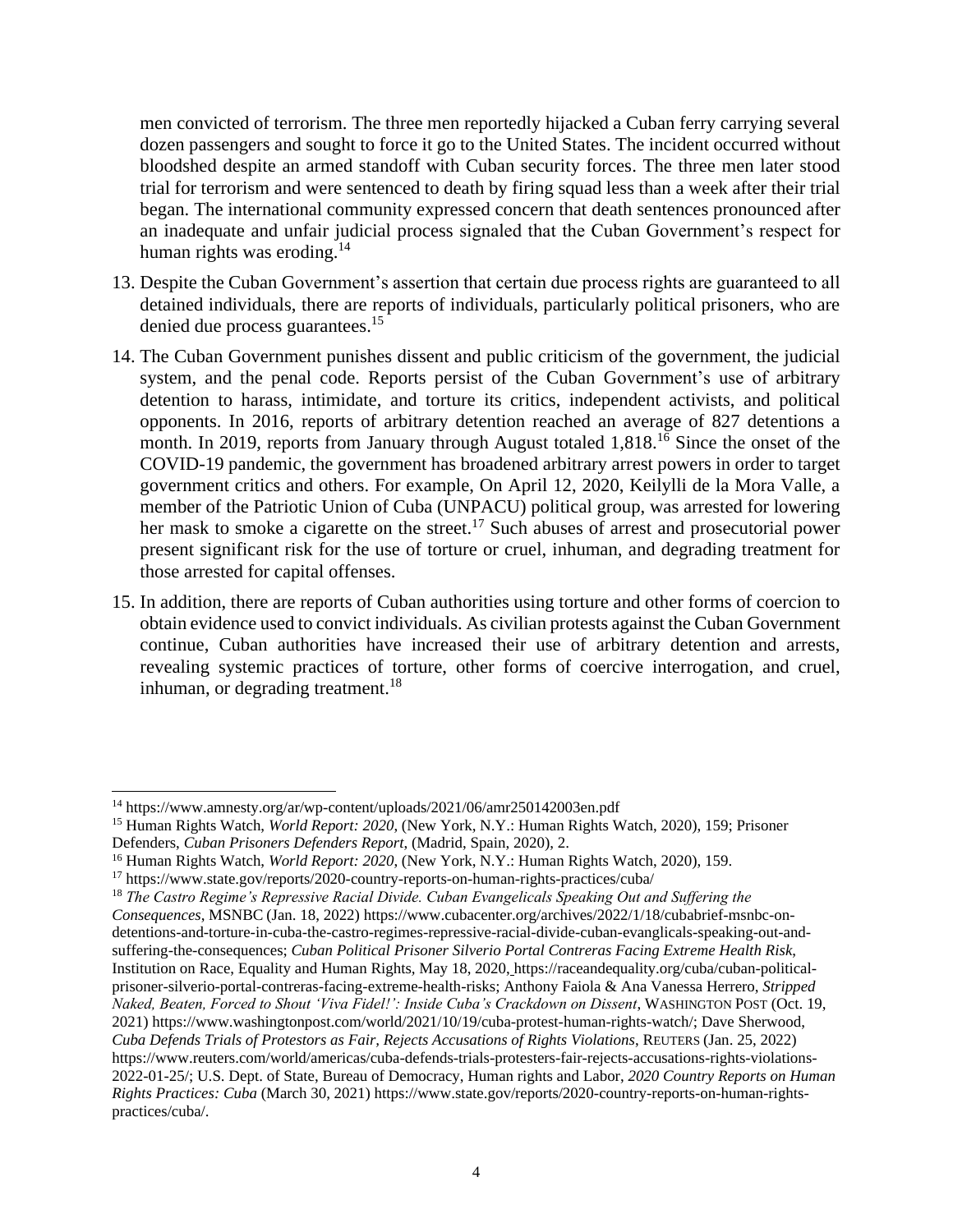men convicted of terrorism. The three men reportedly hijacked a Cuban ferry carrying several dozen passengers and sought to force it go to the United States. The incident occurred without bloodshed despite an armed standoff with Cuban security forces. The three men later stood trial for terrorism and were sentenced to death by firing squad less than a week after their trial began. The international community expressed concern that death sentences pronounced after an inadequate and unfair judicial process signaled that the Cuban Government's respect for human rights was eroding.[14]

13. Despite the Cuban Government's assertion that certain due process rights are guaranteed to all detained individuals, there are reports of individuals, particularly political prisoners, who are denied due process guarantees.[15]

14. The Cuban Government punishes dissent and public criticism of the government, the judicial system, and the penal code. Reports persist of the Cuban Government's use of arbitrary detention to harass, intimidate, and torture its critics, independent activists, and political opponents. In 2016, reports of arbitrary detention reached an average of 827 detentions a month. In 2019, reports from January through August totaled 1,818.[16] Since the onset of the COVID-19 pandemic, the government has broadened arbitrary arrest powers in order to target government critics and others. For example, On April 12, 2020, Keilylli de la Mora Valle, a member of the Patriotic Union of Cuba (UNPACU) political group, was arrested for lowering her mask to smoke a cigarette on the street.[17] Such abuses of arrest and prosecutorial power present significant risk for the use of torture or cruel, inhuman, and degrading treatment for those arrested for capital offenses.

15. In addition, there are reports of Cuban authorities using torture and other forms of coercion to obtain evidence used to convict individuals. As civilian protests against the Cuban Government continue, Cuban authorities have increased their use of arbitrary detention and arrests, revealing systemic practices of torture, other forms of coercive interrogation, and cruel, inhuman, or degrading treatment.[18]

---

[14] https://www.amnesty.org/ar/wp-content/uploads/2021/06/amr250142003en.pdf

[15] Human Rights Watch, *World Report: 2020*, (New York, N.Y.: Human Rights Watch, 2020), 159; Prisoner Defenders, *Cuban Prisoners Defenders Report*, (Madrid, Spain, 2020), 2.

[16] Human Rights Watch, *World Report: 2020*, (New York, N.Y.: Human Rights Watch, 2020), 159.

[17] https://www.state.gov/reports/2020-country-reports-on-human-rights-practices/cuba/

[18] *The Castro Regime's Repressive Racial Divide. Cuban Evangelicals Speaking Out and Suffering the Consequences*, MSNBC (Jan. 18, 2022) https://www.cubacenter.org/archives/2022/1/18/cubabrief-msnbc-on-detentions-and-torture-in-cuba-the-castro-regimes-repressive-racial-divide-cuban-evanglicals-speaking-out-and-suffering-the-consequences; *Cuban Political Prisoner Silverio Portal Contreras Facing Extreme Health Risk*, Institution on Race, Equality and Human Rights, May 18, 2020, https://raceandequality.org/cuba/cuban-political-prisoner-silverio-portal-contreras-facing-extreme-health-risks; Anthony Faiola & Ana Vanessa Herrero, *Stripped Naked, Beaten, Forced to Shout 'Viva Fidel!': Inside Cuba's Crackdown on Dissent*, WASHINGTON POST (Oct. 19, 2021) https://www.washingtonpost.com/world/2021/10/19/cuba-protest-human-rights-watch/; Dave Sherwood, *Cuba Defends Trials of Protestors as Fair, Rejects Accusations of Rights Violations*, REUTERS (Jan. 25, 2022) https://www.reuters.com/world/americas/cuba-defends-trials-protesters-fair-rejects-accusations-rights-violations-2022-01-25/; U.S. Dept. of State, Bureau of Democracy, Human rights and Labor, *2020 Country Reports on Human Rights Practices: Cuba* (March 30, 2021) https://www.state.gov/reports/2020-country-reports-on-human-rights-practices/cuba/.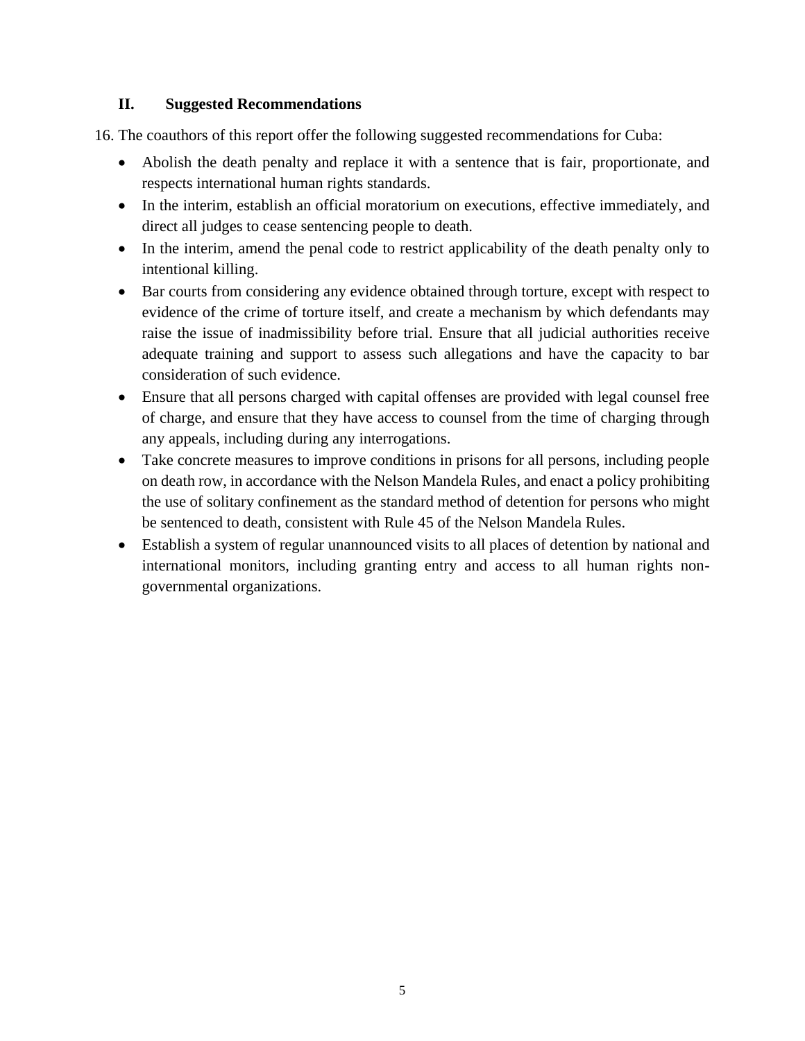## II. Suggested Recommendations

16. The coauthors of this report offer the following suggested recommendations for Cuba:

- Abolish the death penalty and replace it with a sentence that is fair, proportionate, and respects international human rights standards.
- In the interim, establish an official moratorium on executions, effective immediately, and direct all judges to cease sentencing people to death.
- In the interim, amend the penal code to restrict applicability of the death penalty only to intentional killing.
- Bar courts from considering any evidence obtained through torture, except with respect to evidence of the crime of torture itself, and create a mechanism by which defendants may raise the issue of inadmissibility before trial. Ensure that all judicial authorities receive adequate training and support to assess such allegations and have the capacity to bar consideration of such evidence.
- Ensure that all persons charged with capital offenses are provided with legal counsel free of charge, and ensure that they have access to counsel from the time of charging through any appeals, including during any interrogations.
- Take concrete measures to improve conditions in prisons for all persons, including people on death row, in accordance with the Nelson Mandela Rules, and enact a policy prohibiting the use of solitary confinement as the standard method of detention for persons who might be sentenced to death, consistent with Rule 45 of the Nelson Mandela Rules.
- Establish a system of regular unannounced visits to all places of detention by national and international monitors, including granting entry and access to all human rights non-governmental organizations.